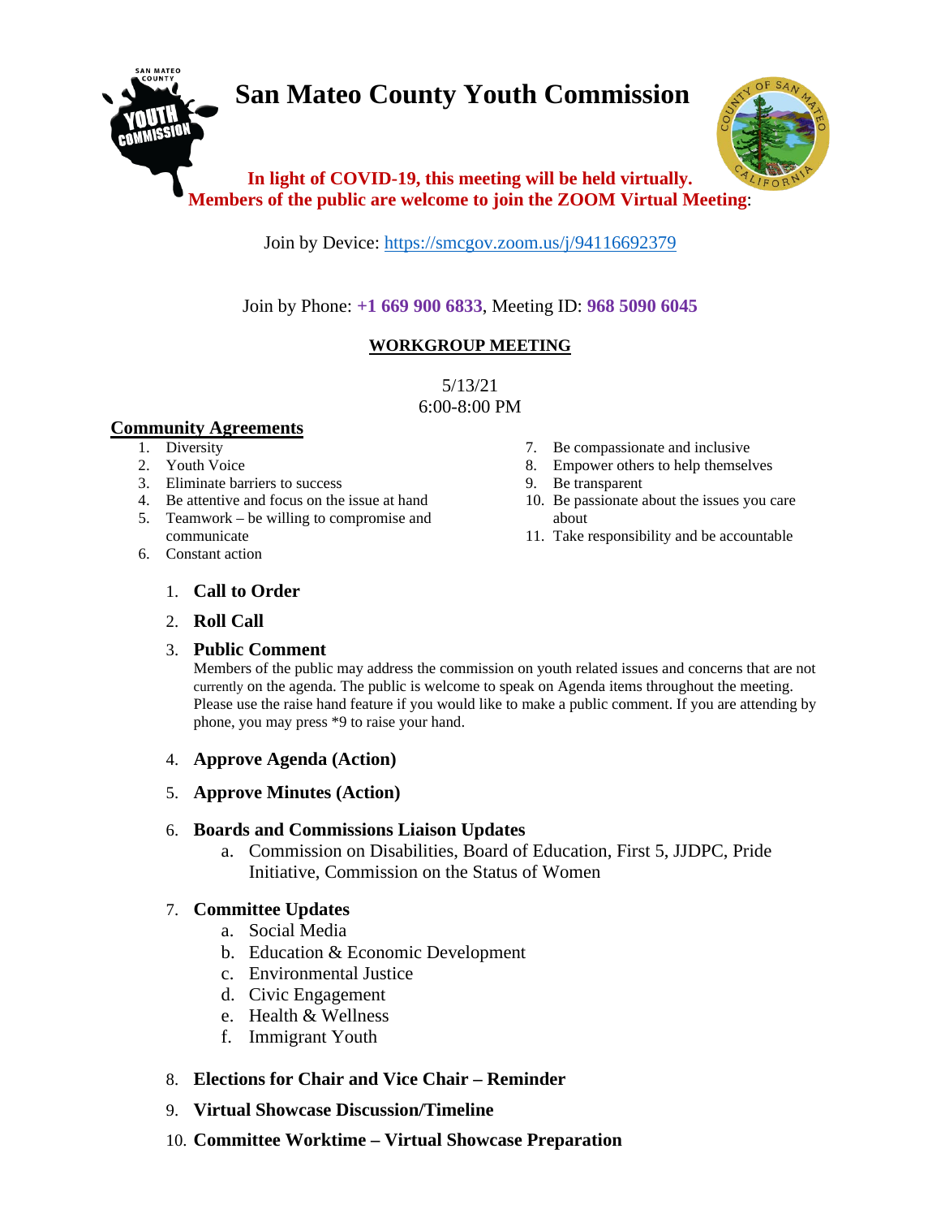# San Mateo County Youth Commission

**In light of COVID-19, this meeting will be held virtually.**
**Members of the public are welcome to join the ZOOM Virtual Meeting**:

Join by Device: https://smcgov.zoom.us/j/94116692379

Join by Phone: **+1 669 900 6833**, Meeting ID: **968 5090 6045**

## WORKGROUP MEETING

5/13/21
6:00-8:00 PM

### Community Agreements

1. Diversity
2. Youth Voice
3. Eliminate barriers to success
4. Be attentive and focus on the issue at hand
5. Teamwork – be willing to compromise and communicate
6. Constant action
7. Be compassionate and inclusive
8. Empower others to help themselves
9. Be transparent
10. Be passionate about the issues you care about
11. Take responsibility and be accountable

1. **Call to Order**
2. **Roll Call**
3. **Public Comment**
   Members of the public may address the commission on youth related issues and concerns that are not currently on the agenda. The public is welcome to speak on Agenda items throughout the meeting. Please use the raise hand feature if you would like to make a public comment. If you are attending by phone, you may press *9 to raise your hand.
4. **Approve Agenda (Action)**
5. **Approve Minutes (Action)**
6. **Boards and Commissions Liaison Updates**
   a. Commission on Disabilities, Board of Education, First 5, JJDPC, Pride Initiative, Commission on the Status of Women
7. **Committee Updates**
   a. Social Media
   b. Education & Economic Development
   c. Environmental Justice
   d. Civic Engagement
   e. Health & Wellness
   f. Immigrant Youth
8. **Elections for Chair and Vice Chair – Reminder**
9. **Virtual Showcase Discussion/Timeline**
10. **Committee Worktime – Virtual Showcase Preparation**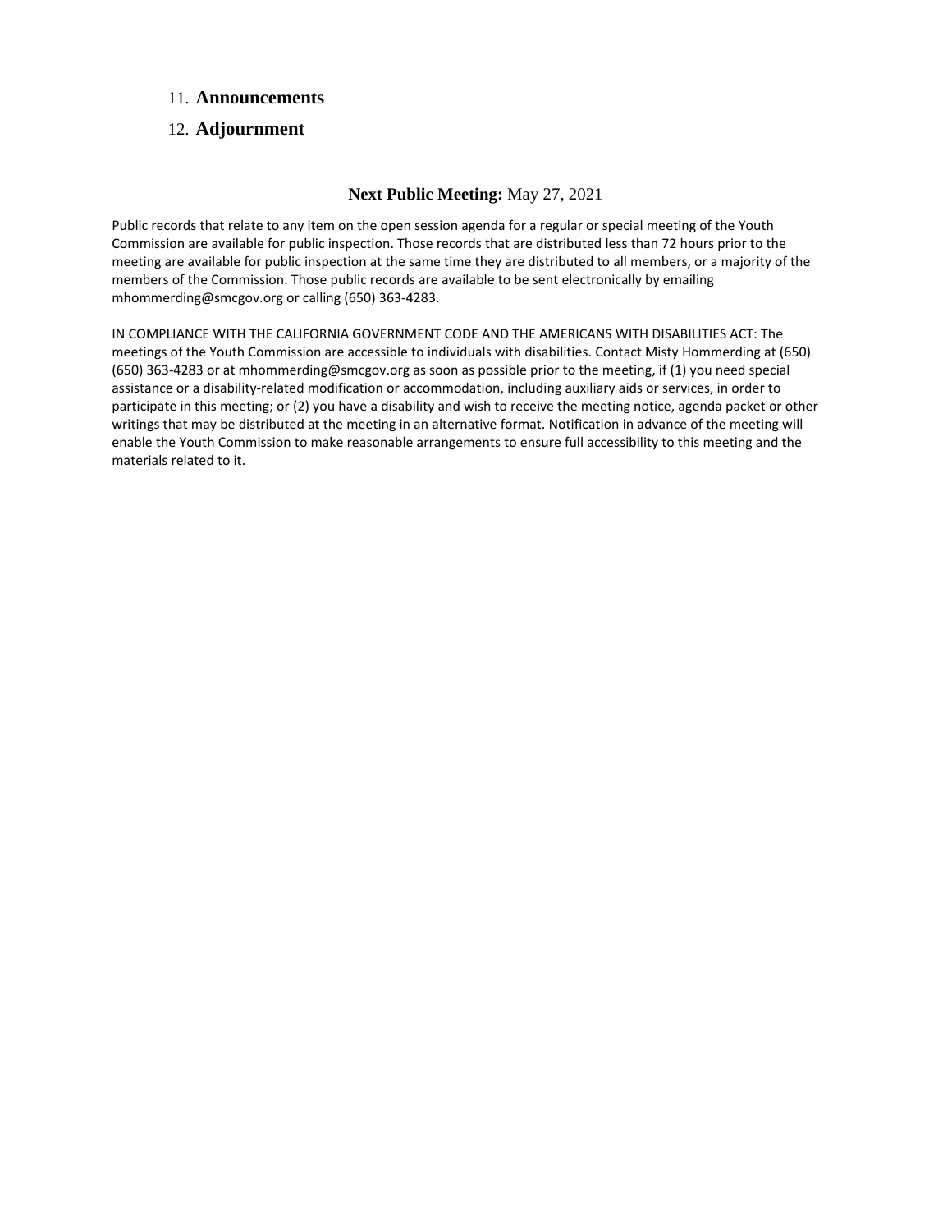11. **Announcements**
12. **Adjournment**

**Next Public Meeting:** May 27, 2021

Public records that relate to any item on the open session agenda for a regular or special meeting of the Youth Commission are available for public inspection. Those records that are distributed less than 72 hours prior to the meeting are available for public inspection at the same time they are distributed to all members, or a majority of the members of the Commission. Those public records are available to be sent electronically by emailing mhommerding@smcgov.org or calling (650) 363-4283.

IN COMPLIANCE WITH THE CALIFORNIA GOVERNMENT CODE AND THE AMERICANS WITH DISABILITIES ACT: The meetings of the Youth Commission are accessible to individuals with disabilities. Contact Misty Hommerding at (650) (650) 363-4283 or at mhommerding@smcgov.org as soon as possible prior to the meeting, if (1) you need special assistance or a disability-related modification or accommodation, including auxiliary aids or services, in order to participate in this meeting; or (2) you have a disability and wish to receive the meeting notice, agenda packet or other writings that may be distributed at the meeting in an alternative format. Notification in advance of the meeting will enable the Youth Commission to make reasonable arrangements to ensure full accessibility to this meeting and the materials related to it.